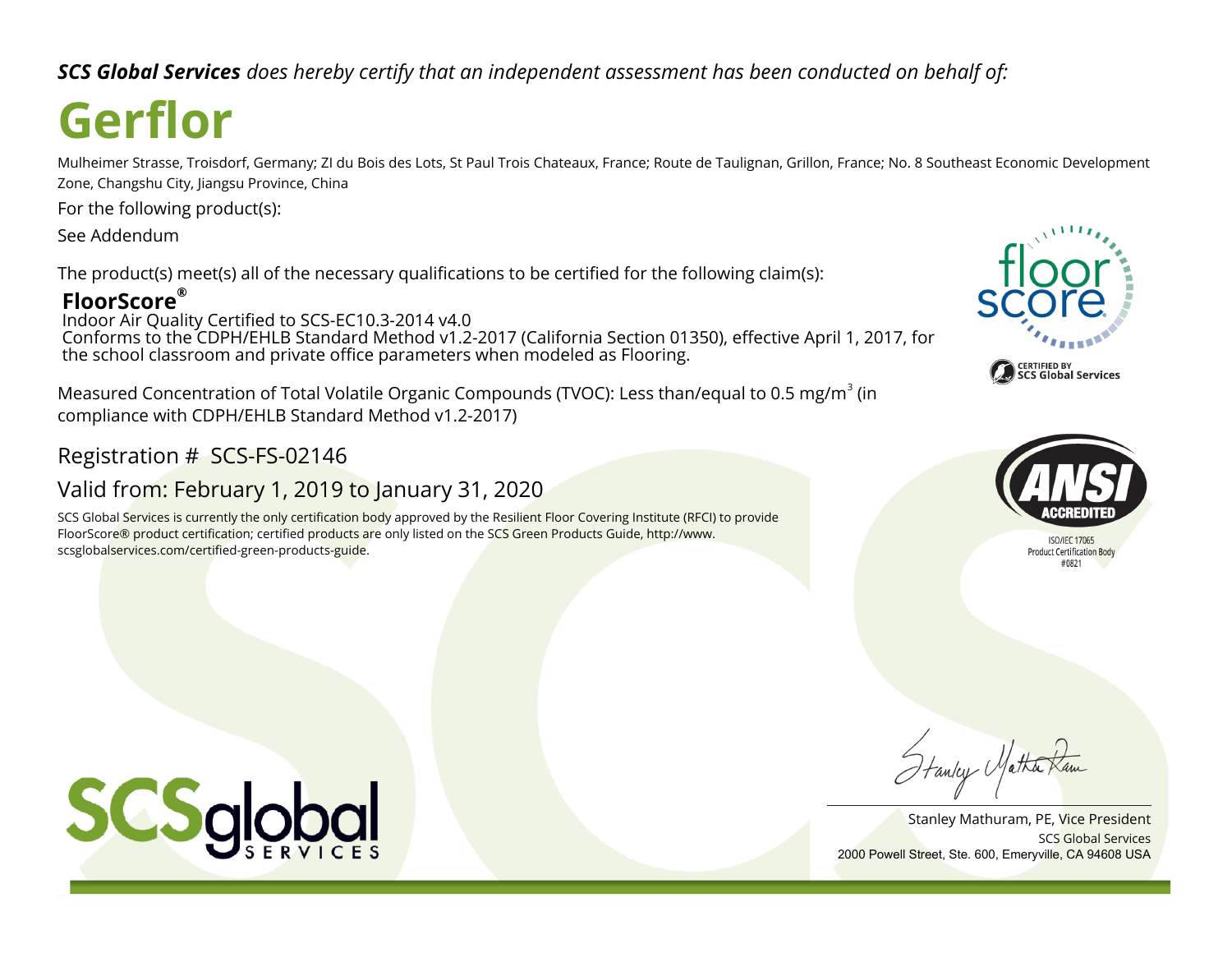***SCS Global Services** does hereby certify that an independent assessment has been conducted on behalf of:*

# Gerflor

Mulheimer Strasse, Troisdorf, Germany; ZI du Bois des Lots, St Paul Trois Chateaux, France; Route de Taulignan, Grillon, France; No. 8 Southeast Economic Development Zone, Changshu City, Jiangsu Province, China

For the following product(s):

See Addendum

The product(s) meet(s) all of the necessary qualifications to be certified for the following claim(s):

**FloorScore®**
Indoor Air Quality Certified to SCS-EC10.3-2014 v4.0
Conforms to the CDPH/EHLB Standard Method v1.2-2017 (California Section 01350), effective April 1, 2017, for the school classroom and private office parameters when modeled as Flooring.

Measured Concentration of Total Volatile Organic Compounds (TVOC): Less than/equal to 0.5 $mg/m^3$ (in compliance with CDPH/EHLB Standard Method v1.2-2017)

Registration # SCS-FS-02146

Valid from: February 1, 2019 to January 31, 2020

SCS Global Services is currently the only certification body approved by the Resilient Floor Covering Institute (RFCI) to provide FloorScore® product certification; certified products are only listed on the SCS Green Products Guide, http://www.scsglobalservices.com/certified-green-products-guide.

floor score
CERTIFIED BY SCS Global Services

ANSI ACCREDITED
ISO/IEC 17065
Product Certification Body
#0821

SCSglobal SERVICES

Stanley Mathuram, PE, Vice President
SCS Global Services
2000 Powell Street, Ste. 600, Emeryville, CA 94608 USA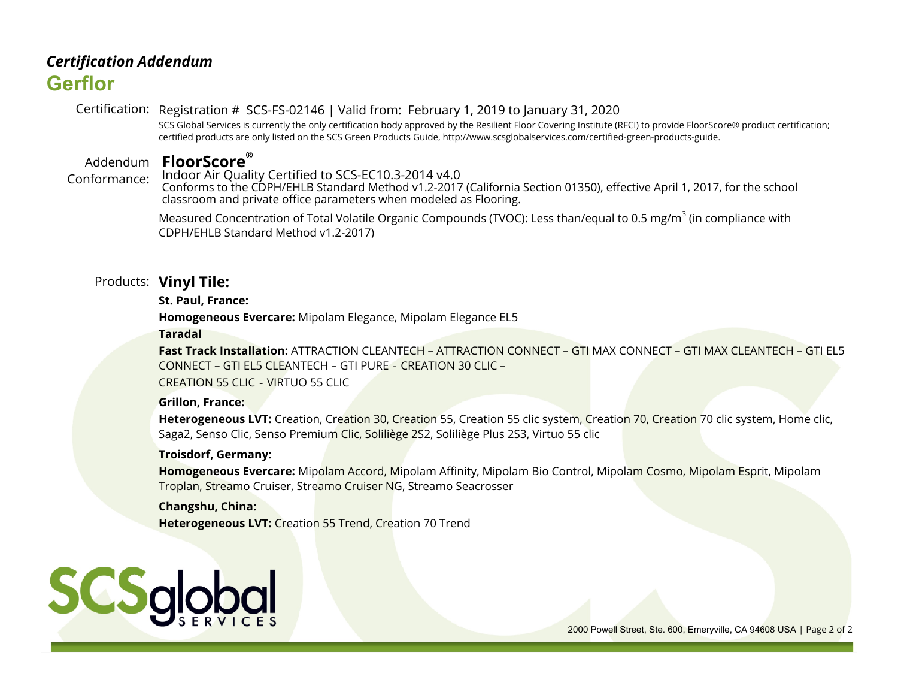*Certification Addendum*

## Gerflor

Certification: Registration # SCS-FS-02146 | Valid from: February 1, 2019 to January 31, 2020

SCS Global Services is currently the only certification body approved by the Resilient Floor Covering Institute (RFCI) to provide FloorScore® product certification; certified products are only listed on the SCS Green Products Guide, http://www.scsglobalservices.com/certified-green-products-guide.

Addendum Conformance: **FloorScore®**

Indoor Air Quality Certified to SCS-EC10.3-2014 v4.0

Conforms to the CDPH/EHLB Standard Method v1.2-2017 (California Section 01350), effective April 1, 2017, for the school classroom and private office parameters when modeled as Flooring.

Measured Concentration of Total Volatile Organic Compounds (TVOC): Less than/equal to 0.5 $mg/m^3$ (in compliance with CDPH/EHLB Standard Method v1.2-2017)

Products: **Vinyl Tile:**

**St. Paul, France:**

**Homogeneous Evercare:** Mipolam Elegance, Mipolam Elegance EL5

**Taradal**

**Fast Track Installation:** ATTRACTION CLEANTECH – ATTRACTION CONNECT – GTI MAX CONNECT – GTI MAX CLEANTECH – GTI EL5 CONNECT – GTI EL5 CLEANTECH – GTI PURE - CREATION 30 CLIC – CREATION 55 CLIC - VIRTUO 55 CLIC

**Grillon, France:**

**Heterogeneous LVT:** Creation, Creation 30, Creation 55, Creation 55 clic system, Creation 70, Creation 70 clic system, Home clic, Saga2, Senso Clic, Senso Premium Clic, Soliliège 2S2, Soliliège Plus 2S3, Virtuo 55 clic

**Troisdorf, Germany:**

**Homogeneous Evercare:** Mipolam Accord, Mipolam Affinity, Mipolam Bio Control, Mipolam Cosmo, Mipolam Esprit, Mipolam Troplan, Streamo Cruiser, Streamo Cruiser NG, Streamo Seacrosser

**Changshu, China:**

**Heterogeneous LVT:** Creation 55 Trend, Creation 70 Trend

SCSglobal SERVICES

2000 Powell Street, Ste. 600, Emeryville, CA 94608 USA